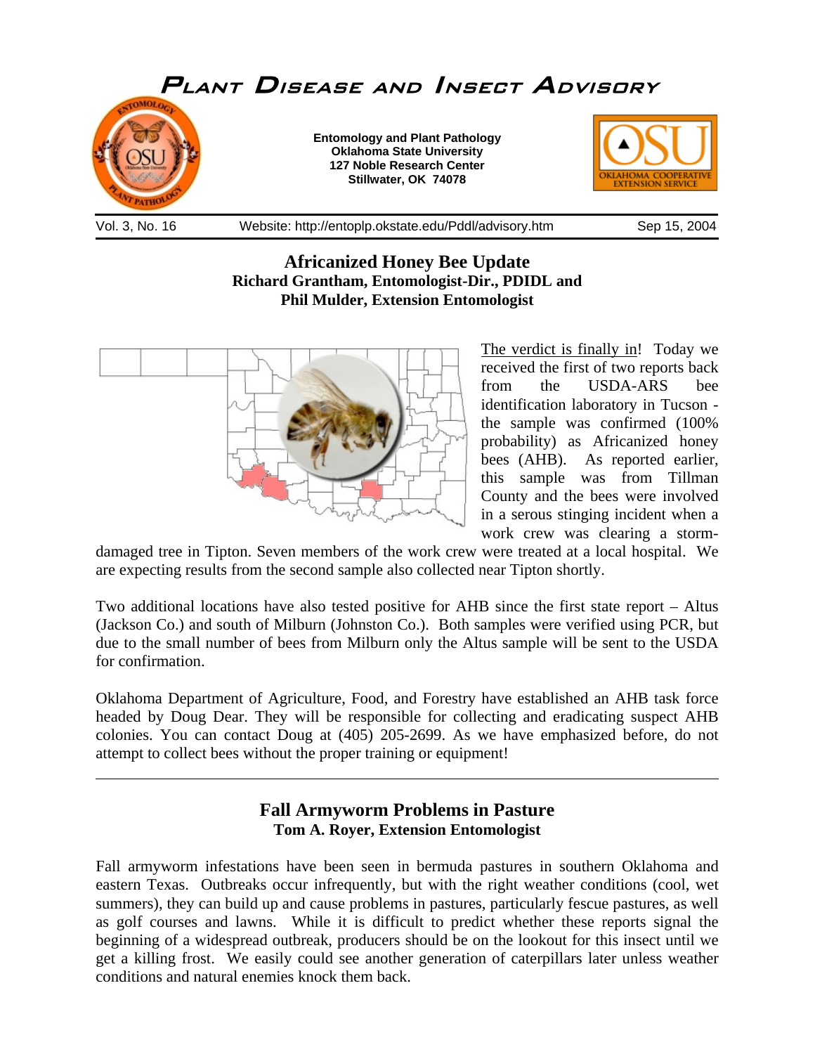# Plant Disease and Insect Advisory

**Entomology and Plant Pathology**
**Oklahoma State University**
**127 Noble Research Center**
**Stillwater, OK 74078**

Vol. 3, No. 16 Website: http://entoplp.okstate.edu/Pddl/advisory.htm Sep 15, 2004

## Africanized Honey Bee Update

**Richard Grantham, Entomologist-Dir., PDIDL and**
**Phil Mulder, Extension Entomologist**

The verdict is finally in! Today we received the first of two reports back from the USDA-ARS bee identification laboratory in Tucson - the sample was confirmed (100% probability) as Africanized honey bees (AHB). As reported earlier, this sample was from Tillman County and the bees were involved in a serous stinging incident when a work crew was clearing a storm-damaged tree in Tipton. Seven members of the work crew were treated at a local hospital. We are expecting results from the second sample also collected near Tipton shortly.

Two additional locations have also tested positive for AHB since the first state report – Altus (Jackson Co.) and south of Milburn (Johnston Co.). Both samples were verified using PCR, but due to the small number of bees from Milburn only the Altus sample will be sent to the USDA for confirmation.

Oklahoma Department of Agriculture, Food, and Forestry have established an AHB task force headed by Doug Dear. They will be responsible for collecting and eradicating suspect AHB colonies. You can contact Doug at (405) 205-2699. As we have emphasized before, do not attempt to collect bees without the proper training or equipment!

---

## Fall Armyworm Problems in Pasture

**Tom A. Royer, Extension Entomologist**

Fall armyworm infestations have been seen in bermuda pastures in southern Oklahoma and eastern Texas. Outbreaks occur infrequently, but with the right weather conditions (cool, wet summers), they can build up and cause problems in pastures, particularly fescue pastures, as well as golf courses and lawns. While it is difficult to predict whether these reports signal the beginning of a widespread outbreak, producers should be on the lookout for this insect until we get a killing frost. We easily could see another generation of caterpillars later unless weather conditions and natural enemies knock them back.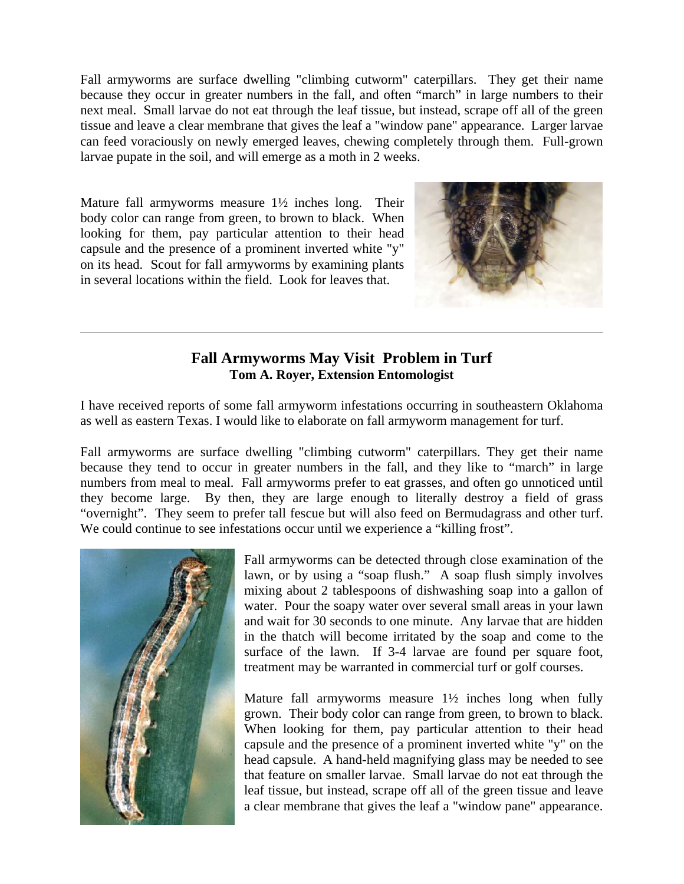Fall armyworms are surface dwelling "climbing cutworm" caterpillars. They get their name because they occur in greater numbers in the fall, and often "march" in large numbers to their next meal. Small larvae do not eat through the leaf tissue, but instead, scrape off all of the green tissue and leave a clear membrane that gives the leaf a "window pane" appearance. Larger larvae can feed voraciously on newly emerged leaves, chewing completely through them. Full-grown larvae pupate in the soil, and will emerge as a moth in 2 weeks.

Mature fall armyworms measure 1½ inches long. Their body color can range from green, to brown to black. When looking for them, pay particular attention to their head capsule and the presence of a prominent inverted white "y" on its head. Scout for fall armyworms by examining plants in several locations within the field. Look for leaves that.

---

## Fall Armyworms May Visit Problem in Turf

**Tom A. Royer, Extension Entomologist**

I have received reports of some fall armyworm infestations occurring in southeastern Oklahoma as well as eastern Texas. I would like to elaborate on fall armyworm management for turf.

Fall armyworms are surface dwelling "climbing cutworm" caterpillars. They get their name because they tend to occur in greater numbers in the fall, and they like to "march" in large numbers from meal to meal. Fall armyworms prefer to eat grasses, and often go unnoticed until they become large. By then, they are large enough to literally destroy a field of grass "overnight". They seem to prefer tall fescue but will also feed on Bermudagrass and other turf. We could continue to see infestations occur until we experience a "killing frost".

Fall armyworms can be detected through close examination of the lawn, or by using a "soap flush." A soap flush simply involves mixing about 2 tablespoons of dishwashing soap into a gallon of water. Pour the soapy water over several small areas in your lawn and wait for 30 seconds to one minute. Any larvae that are hidden in the thatch will become irritated by the soap and come to the surface of the lawn. If 3-4 larvae are found per square foot, treatment may be warranted in commercial turf or golf courses.

Mature fall armyworms measure 1½ inches long when fully grown. Their body color can range from green, to brown to black. When looking for them, pay particular attention to their head capsule and the presence of a prominent inverted white "y" on the head capsule. A hand-held magnifying glass may be needed to see that feature on smaller larvae. Small larvae do not eat through the leaf tissue, but instead, scrape off all of the green tissue and leave a clear membrane that gives the leaf a "window pane" appearance.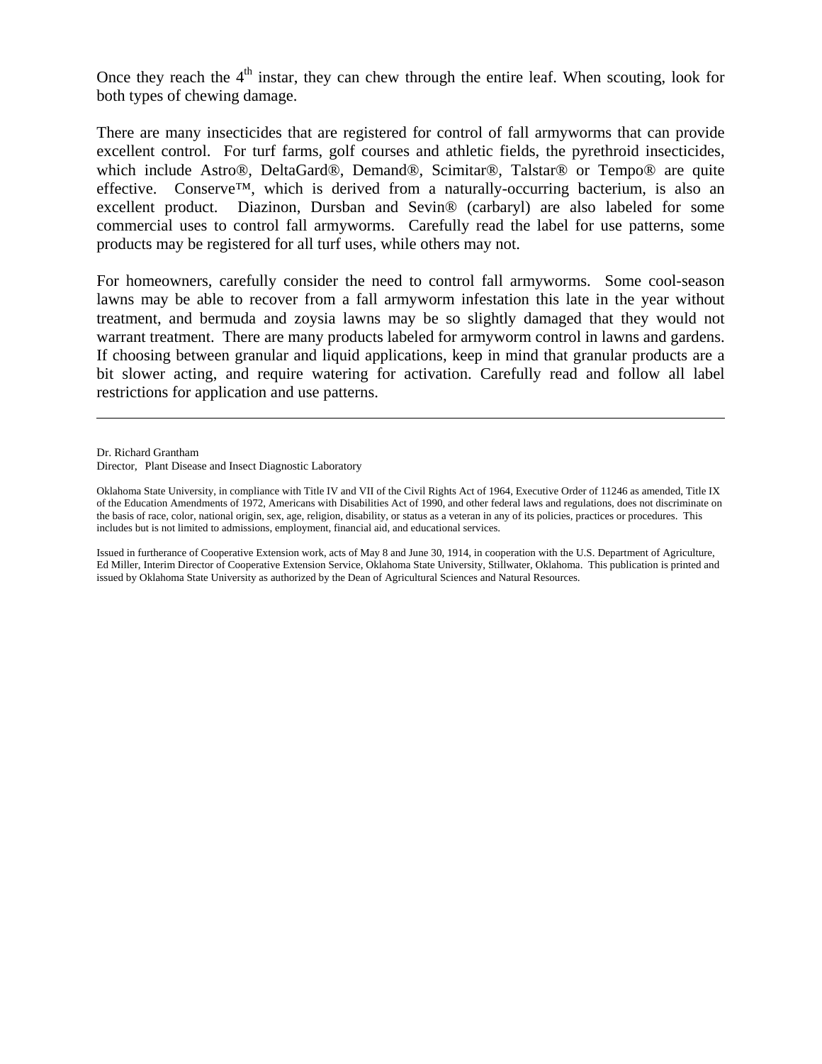Once they reach the 4th instar, they can chew through the entire leaf. When scouting, look for both types of chewing damage.

There are many insecticides that are registered for control of fall armyworms that can provide excellent control. For turf farms, golf courses and athletic fields, the pyrethroid insecticides, which include Astro®, DeltaGard®, Demand®, Scimitar®, Talstar® or Tempo® are quite effective. Conserve™, which is derived from a naturally-occurring bacterium, is also an excellent product. Diazinon, Dursban and Sevin® (carbaryl) are also labeled for some commercial uses to control fall armyworms. Carefully read the label for use patterns, some products may be registered for all turf uses, while others may not.

For homeowners, carefully consider the need to control fall armyworms. Some cool-season lawns may be able to recover from a fall armyworm infestation this late in the year without treatment, and bermuda and zoysia lawns may be so slightly damaged that they would not warrant treatment. There are many products labeled for armyworm control in lawns and gardens. If choosing between granular and liquid applications, keep in mind that granular products are a bit slower acting, and require watering for activation. Carefully read and follow all label restrictions for application and use patterns.

---

Dr. Richard Grantham
Director, Plant Disease and Insect Diagnostic Laboratory

Oklahoma State University, in compliance with Title IV and VII of the Civil Rights Act of 1964, Executive Order of 11246 as amended, Title IX of the Education Amendments of 1972, Americans with Disabilities Act of 1990, and other federal laws and regulations, does not discriminate on the basis of race, color, national origin, sex, age, religion, disability, or status as a veteran in any of its policies, practices or procedures. This includes but is not limited to admissions, employment, financial aid, and educational services.

Issued in furtherance of Cooperative Extension work, acts of May 8 and June 30, 1914, in cooperation with the U.S. Department of Agriculture, Ed Miller, Interim Director of Cooperative Extension Service, Oklahoma State University, Stillwater, Oklahoma. This publication is printed and issued by Oklahoma State University as authorized by the Dean of Agricultural Sciences and Natural Resources.